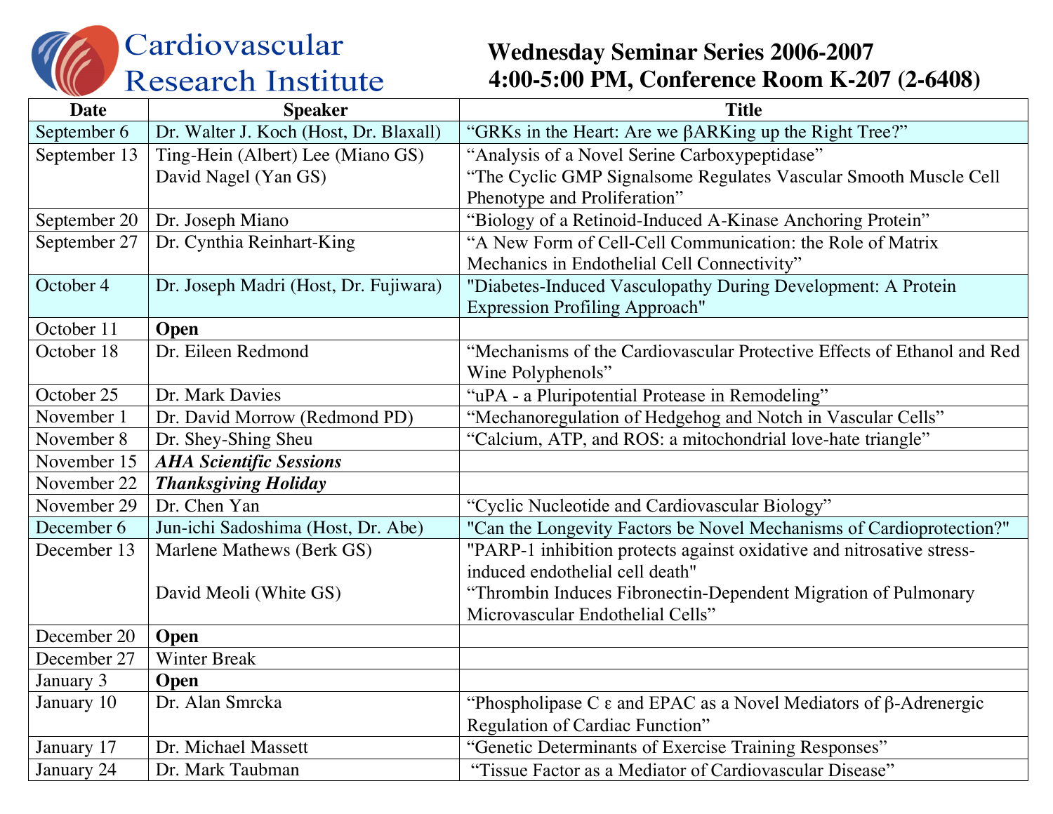# Cardiovascular Research Institute

## Wednesday Seminar Series 2006-2007
## 4:00-5:00 PM, Conference Room K-207 (2-6408)

| Date | Speaker | Title |
|---|---|---|
| September 6 | Dr. Walter J. Koch (Host, Dr. Blaxall) | "GRKs in the Heart: Are we βARKing up the Right Tree?" |
| September 13 | Ting-Hein (Albert) Lee (Miano GS)<br>David Nagel (Yan GS) | "Analysis of a Novel Serine Carboxypeptidase"<br>"The Cyclic GMP Signalsome Regulates Vascular Smooth Muscle Cell Phenotype and Proliferation" |
| September 20 | Dr. Joseph Miano | "Biology of a Retinoid-Induced A-Kinase Anchoring Protein" |
| September 27 | Dr. Cynthia Reinhart-King | "A New Form of Cell-Cell Communication: the Role of Matrix Mechanics in Endothelial Cell Connectivity" |
| October 4 | Dr. Joseph Madri (Host, Dr. Fujiwara) | "Diabetes-Induced Vasculopathy During Development: A Protein Expression Profiling Approach" |
| October 11 | **Open** | |
| October 18 | Dr. Eileen Redmond | "Mechanisms of the Cardiovascular Protective Effects of Ethanol and Red Wine Polyphenols" |
| October 25 | Dr. Mark Davies | "uPA - a Pluripotential Protease in Remodeling" |
| November 1 | Dr. David Morrow (Redmond PD) | "Mechanoregulation of Hedgehog and Notch in Vascular Cells" |
| November 8 | Dr. Shey-Shing Sheu | "Calcium, ATP, and ROS: a mitochondrial love-hate triangle" |
| November 15 | ***AHA Scientific Sessions*** | |
| November 22 | ***Thanksgiving Holiday*** | |
| November 29 | Dr. Chen Yan | "Cyclic Nucleotide and Cardiovascular Biology" |
| December 6 | Jun-ichi Sadoshima (Host, Dr. Abe) | "Can the Longevity Factors be Novel Mechanisms of Cardioprotection?" |
| December 13 | Marlene Mathews (Berk GS)<br>David Meoli (White GS) | "PARP-1 inhibition protects against oxidative and nitrosative stress-induced endothelial cell death"<br>"Thrombin Induces Fibronectin-Dependent Migration of Pulmonary Microvascular Endothelial Cells" |
| December 20 | **Open** | |
| December 27 | Winter Break | |
| January 3 | **Open** | |
| January 10 | Dr. Alan Smrcka | "Phospholipase C ε and EPAC as a Novel Mediators of β-Adrenergic Regulation of Cardiac Function" |
| January 17 | Dr. Michael Massett | "Genetic Determinants of Exercise Training Responses" |
| January 24 | Dr. Mark Taubman | "Tissue Factor as a Mediator of Cardiovascular Disease" |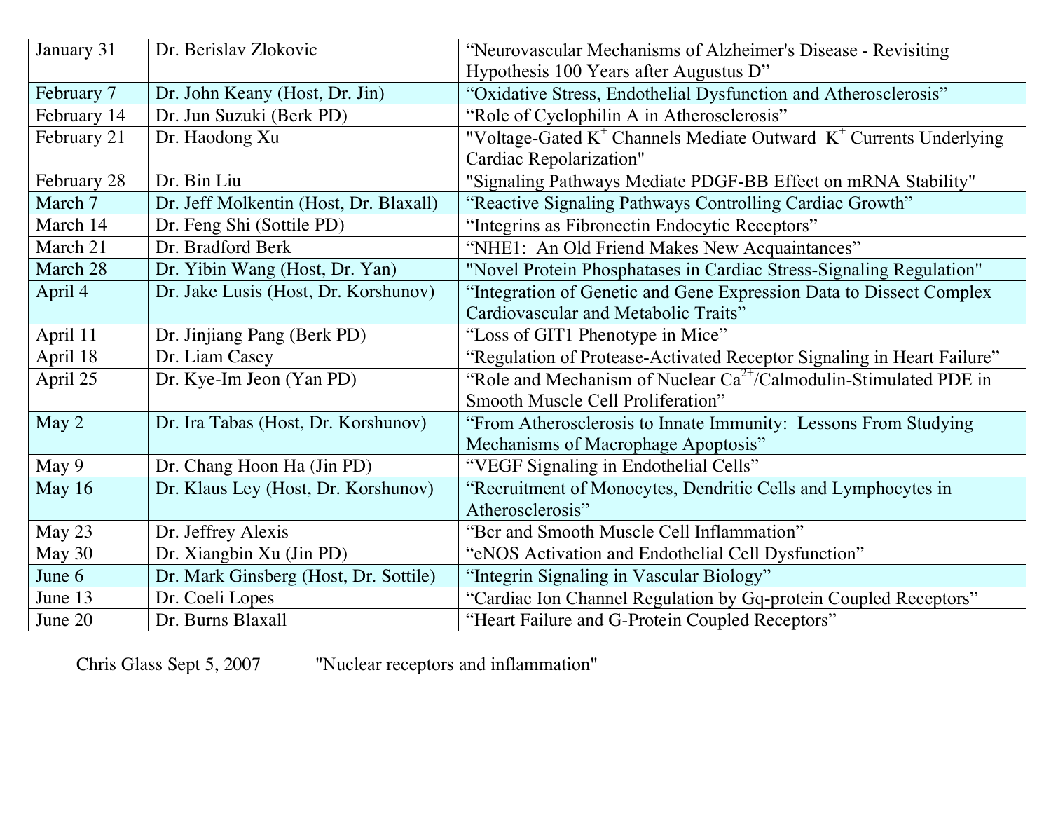| | | |
|---|---|---|
| January 31 | Dr. Berislav Zlokovic | “Neurovascular Mechanisms of Alzheimer's Disease - Revisiting Hypothesis 100 Years after Augustus D” |
| February 7 | Dr. John Keany (Host, Dr. Jin) | “Oxidative Stress, Endothelial Dysfunction and Atherosclerosis” |
| February 14 | Dr. Jun Suzuki (Berk PD) | “Role of Cyclophilin A in Atherosclerosis” |
| February 21 | Dr. Haodong Xu | "Voltage-Gated $K^+$ Channels Mediate Outward $K^+$ Currents Underlying Cardiac Repolarization" |
| February 28 | Dr. Bin Liu | "Signaling Pathways Mediate PDGF-BB Effect on mRNA Stability" |
| March 7 | Dr. Jeff Molkentin (Host, Dr. Blaxall) | “Reactive Signaling Pathways Controlling Cardiac Growth” |
| March 14 | Dr. Feng Shi (Sottile PD) | “Integrins as Fibronectin Endocytic Receptors” |
| March 21 | Dr. Bradford Berk | “NHE1: An Old Friend Makes New Acquaintances” |
| March 28 | Dr. Yibin Wang (Host, Dr. Yan) | "Novel Protein Phosphatases in Cardiac Stress-Signaling Regulation" |
| April 4 | Dr. Jake Lusis (Host, Dr. Korshunov) | “Integration of Genetic and Gene Expression Data to Dissect Complex Cardiovascular and Metabolic Traits” |
| April 11 | Dr. Jinjiang Pang (Berk PD) | “Loss of GIT1 Phenotype in Mice” |
| April 18 | Dr. Liam Casey | “Regulation of Protease-Activated Receptor Signaling in Heart Failure” |
| April 25 | Dr. Kye-Im Jeon (Yan PD) | “Role and Mechanism of Nuclear $Ca^{2+}$/Calmodulin-Stimulated PDE in Smooth Muscle Cell Proliferation” |
| May 2 | Dr. Ira Tabas (Host, Dr. Korshunov) | “From Atherosclerosis to Innate Immunity: Lessons From Studying Mechanisms of Macrophage Apoptosis” |
| May 9 | Dr. Chang Hoon Ha (Jin PD) | “VEGF Signaling in Endothelial Cells” |
| May 16 | Dr. Klaus Ley (Host, Dr. Korshunov) | “Recruitment of Monocytes, Dendritic Cells and Lymphocytes in Atherosclerosis” |
| May 23 | Dr. Jeffrey Alexis | “Bcr and Smooth Muscle Cell Inflammation” |
| May 30 | Dr. Xiangbin Xu (Jin PD) | “eNOS Activation and Endothelial Cell Dysfunction” |
| June 6 | Dr. Mark Ginsberg (Host, Dr. Sottile) | “Integrin Signaling in Vascular Biology” |
| June 13 | Dr. Coeli Lopes | “Cardiac Ion Channel Regulation by Gq-protein Coupled Receptors” |
| June 20 | Dr. Burns Blaxall | “Heart Failure and G-Protein Coupled Receptors” |

Chris Glass Sept 5, 2007 "Nuclear receptors and inflammation"